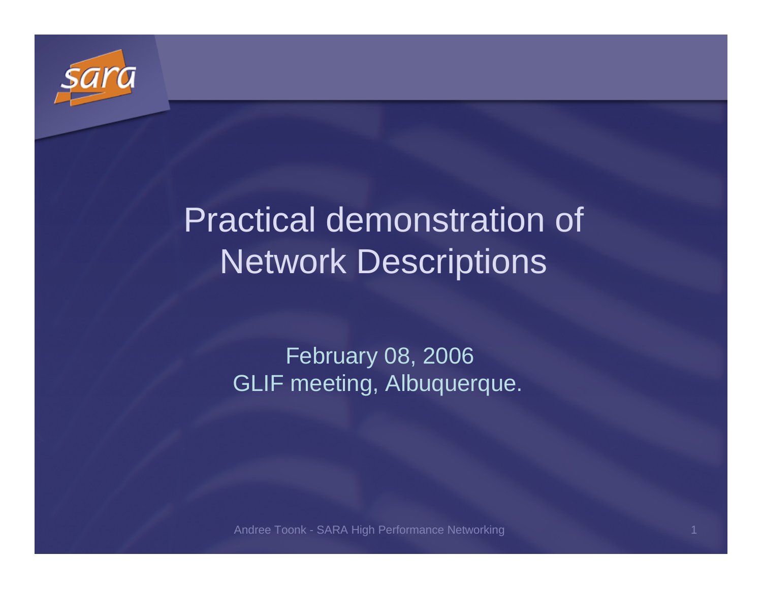# Practical demonstration of Network Descriptions

February 08, 2006
GLIF meeting, Albuquerque.

Andree Toonk - SARA High Performance Networking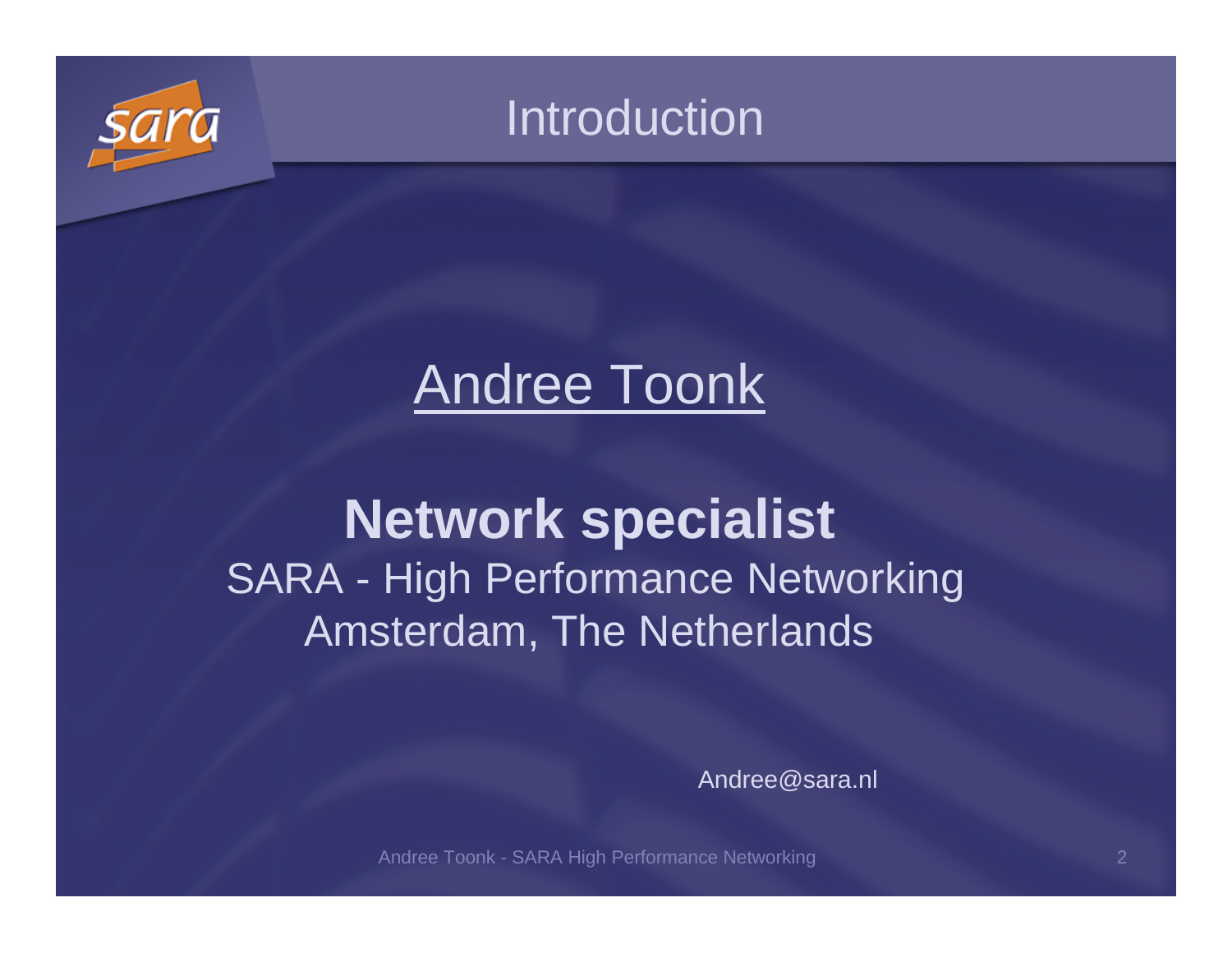# Introduction

Andree Toonk

**Network specialist**

SARA - High Performance Networking

Amsterdam, The Netherlands

Andree@sara.nl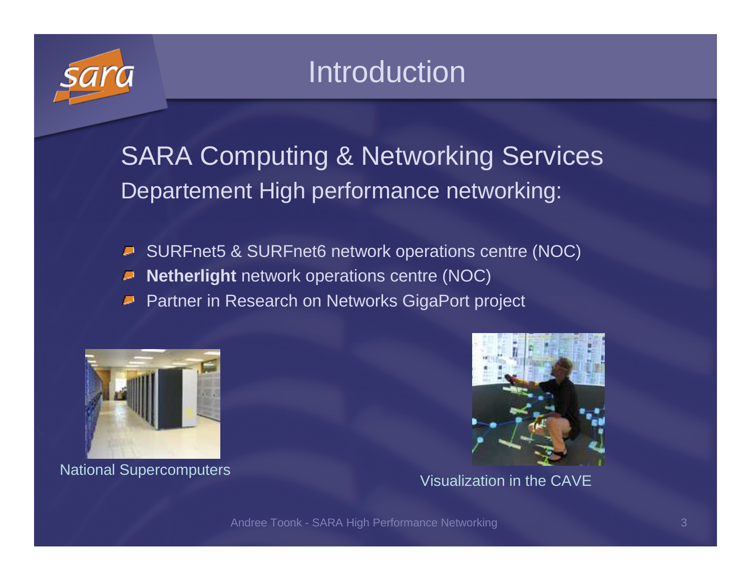# Introduction

## SARA Computing & Networking Services

Departement High performance networking:

- SURFnet5 & SURFnet6 network operations centre (NOC)
- **Netherlight** network operations centre (NOC)
- Partner in Research on Networks GigaPort project

National Supercomputers

Visualization in the CAVE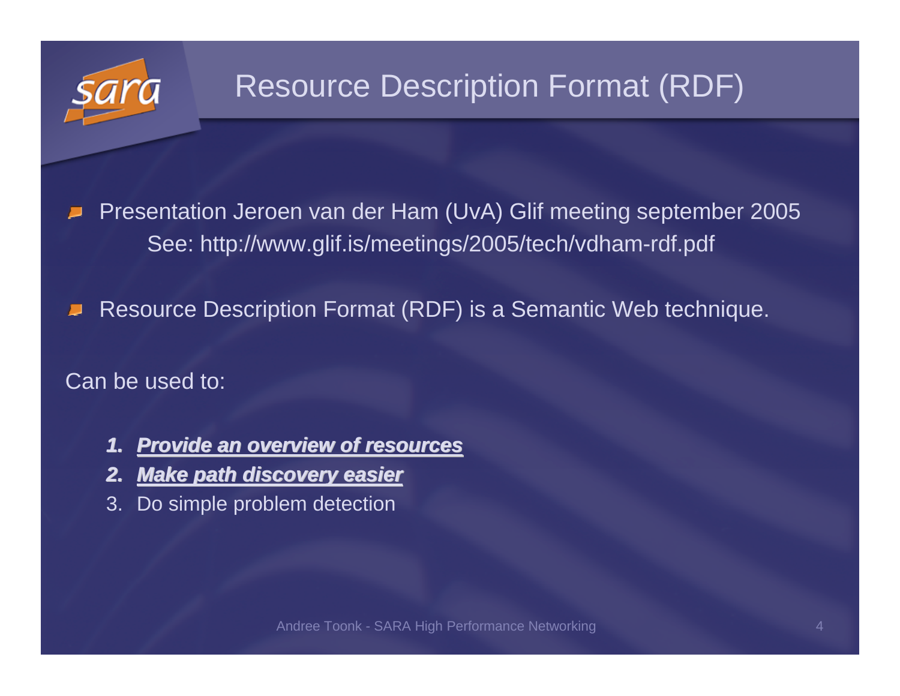# Resource Description Format (RDF)

- Presentation Jeroen van der Ham (UvA) Glif meeting september 2005
  See: http://www.glif.is/meetings/2005/tech/vdham-rdf.pdf

- Resource Description Format (RDF) is a Semantic Web technique.

Can be used to:

1. ***Provide an overview of resources***
2. ***Make path discovery easier***
3. Do simple problem detection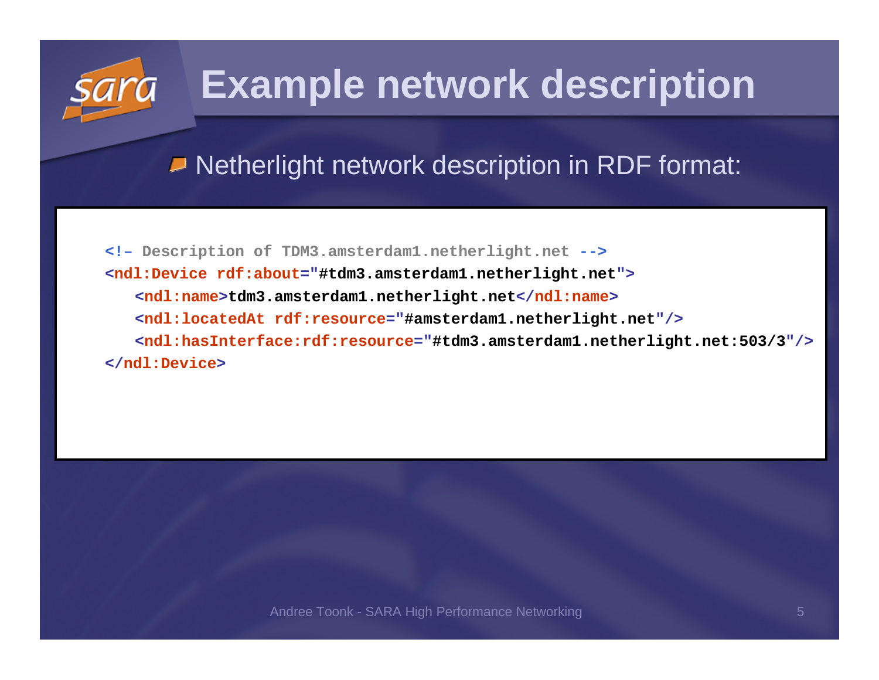# Example network description

- Netherlight network description in RDF format:

```
<!– Description of TDM3.amsterdam1.netherlight.net -->
<ndl:Device rdf:about="#tdm3.amsterdam1.netherlight.net">
   <ndl:name>tdm3.amsterdam1.netherlight.net</ndl:name>
   <ndl:locatedAt rdf:resource="#amsterdam1.netherlight.net"/>
   <ndl:hasInterface:rdf:resource="#tdm3.amsterdam1.netherlight.net:503/3"/>
</ndl:Device>
```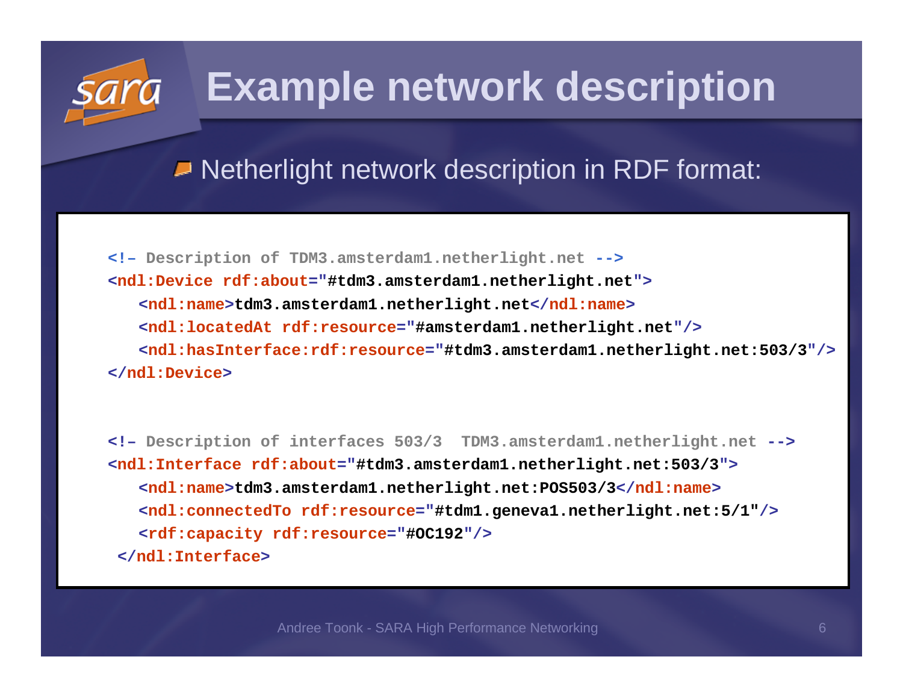# Example network description

- Netherlight network description in RDF format:

```
<!– Description of TDM3.amsterdam1.netherlight.net -->
<ndl:Device rdf:about="#tdm3.amsterdam1.netherlight.net">
   <ndl:name>tdm3.amsterdam1.netherlight.net</ndl:name>
   <ndl:locatedAt rdf:resource="#amsterdam1.netherlight.net"/>
   <ndl:hasInterface:rdf:resource="#tdm3.amsterdam1.netherlight.net:503/3"/>
</ndl:Device>


<!– Description of interfaces 503/3  TDM3.amsterdam1.netherlight.net -->
<ndl:Interface rdf:about="#tdm3.amsterdam1.netherlight.net:503/3">
   <ndl:name>tdm3.amsterdam1.netherlight.net:POS503/3</ndl:name>
   <ndl:connectedTo rdf:resource="#tdm1.geneva1.netherlight.net:5/1"/>
   <rdf:capacity rdf:resource="#OC192"/>
 </ndl:Interface>
```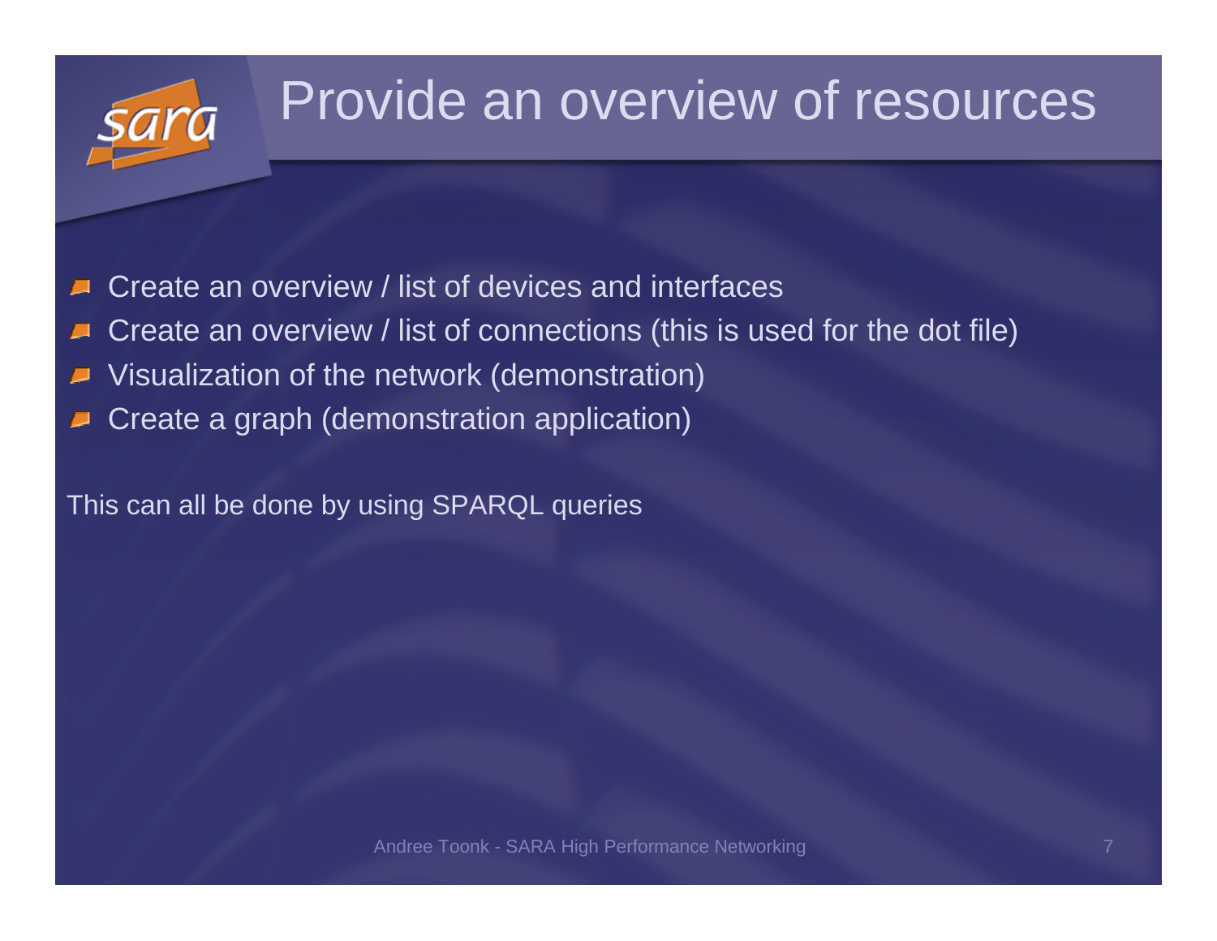# Provide an overview of resources

- Create an overview / list of devices and interfaces
- Create an overview / list of connections (this is used for the dot file)
- Visualization of the network (demonstration)
- Create a graph (demonstration application)

This can all be done by using SPARQL queries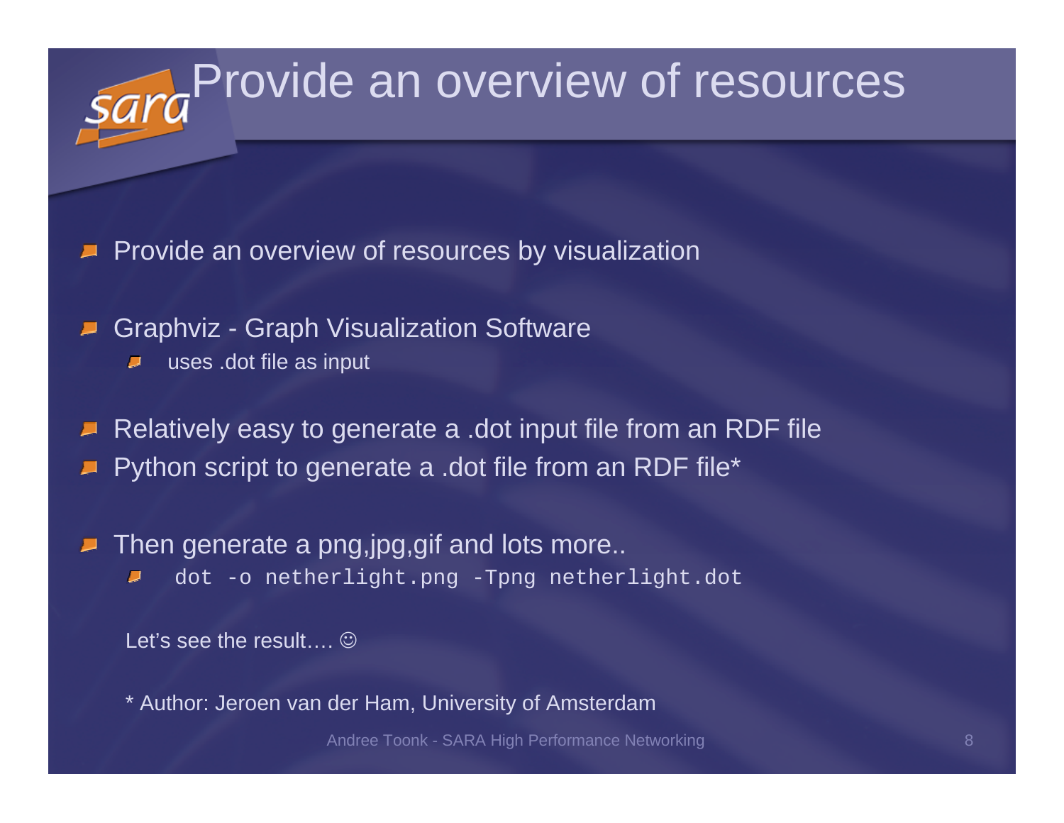# Provide an overview of resources

- Provide an overview of resources by visualization

- Graphviz - Graph Visualization Software
  - uses .dot file as input

- Relatively easy to generate a .dot input file from an RDF file
- Python script to generate a .dot file from an RDF file*

- Then generate a png,jpg,gif and lots more..
  - `dot -o netherlight.png -Tpng netherlight.dot`

Let's see the result…. ☺

\* Author: Jeroen van der Ham, University of Amsterdam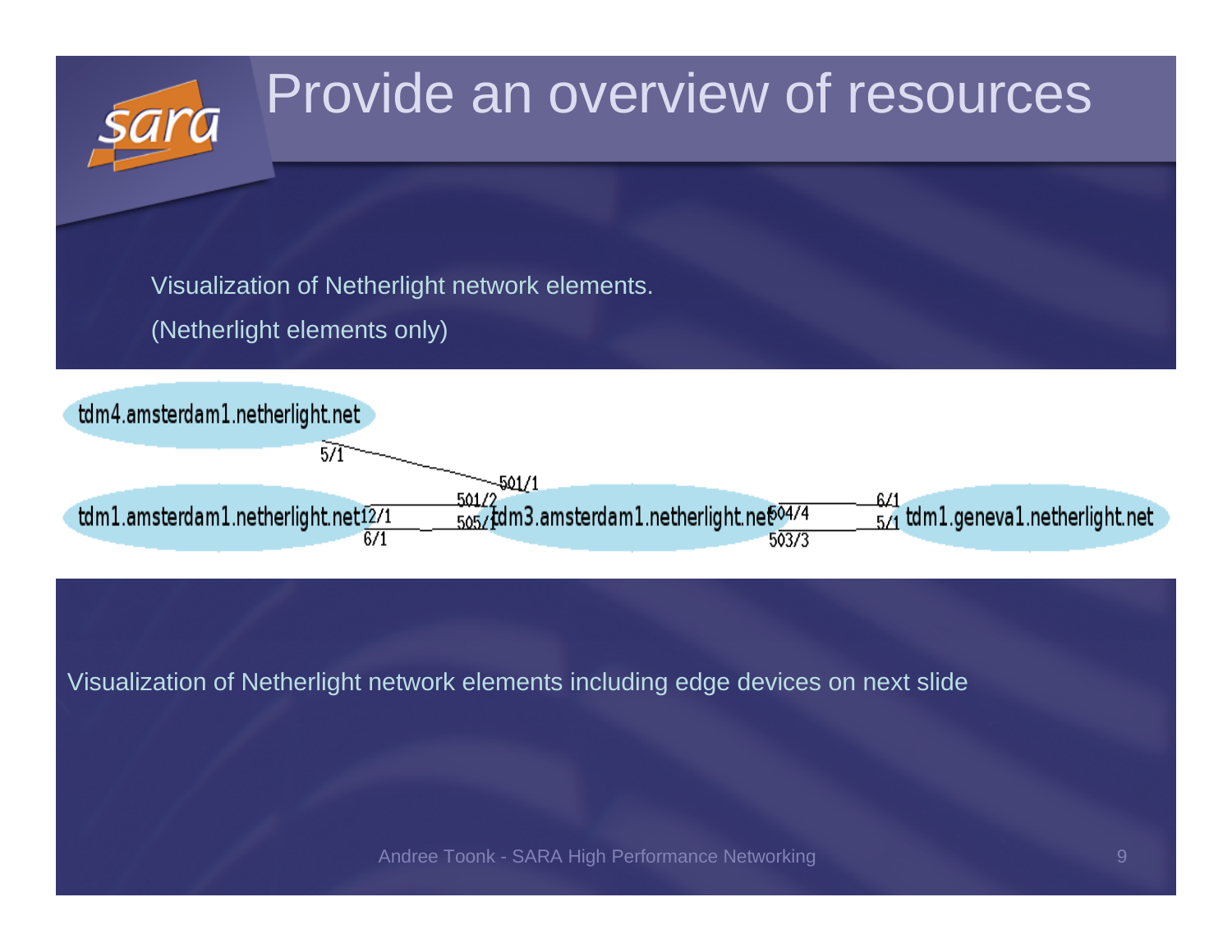# Provide an overview of resources

Visualization of Netherlight network elements.

(Netherlight elements only)

tdm4.amsterdam1.netherlight.net

5/1

501/1

tdm1.amsterdam1.netherlight.net 12/1 6/1

501/2 505/1 tdm3.amsterdam1.netherlight.net 504/4 503/3

6/1 5/1 tdm1.geneva1.netherlight.net

Visualization of Netherlight network elements including edge devices on next slide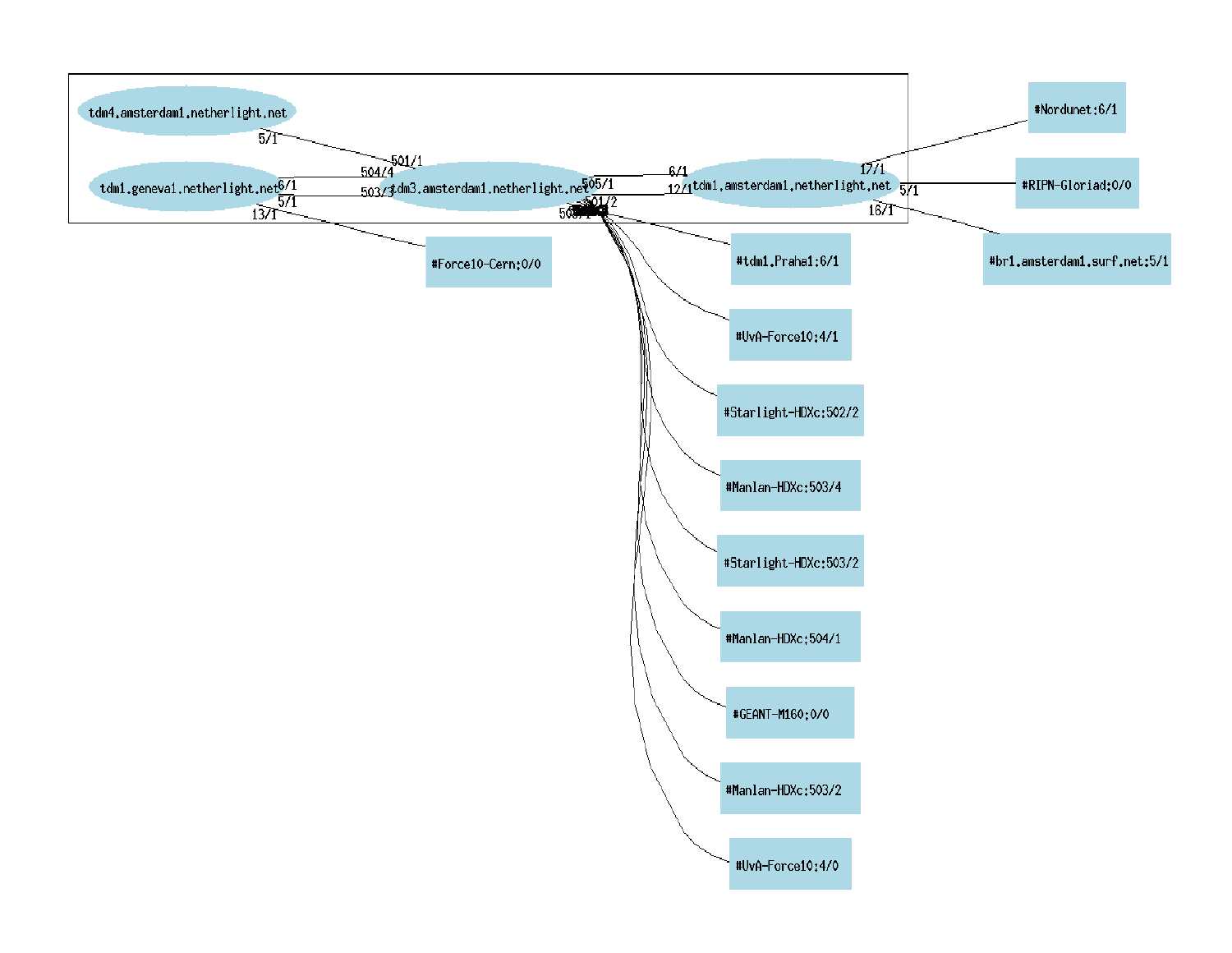tdm4.amsterdam1.netherlight.net

tdm1.geneva1.netherlight.net

tdm3.amsterdam1.netherlight.net

tdm1.amsterdam1.netherlight.net

5/1

501/1

6/1

504/4

5/1

503/3

13/1

505/1

6/1

12/1

501/2

503/1

17/1

5/1

16/1

#Nordunet:6/1

#RIPN-Gloriad:0/0

#br1.amsterdam1.surf.net:5/1

#Force10-Cern:0/0

#tdm1.Praha1:6/1

#UvA-Force10:4/1

#Starlight-HDXc:502/2

#Manlan-HDXc:503/4

#Starlight-HDXc:503/2

#Manlan-HDXc:504/1

#GEANT-M160:0/0

#Manlan-HDXc:503/2

#UvA-Force10:4/0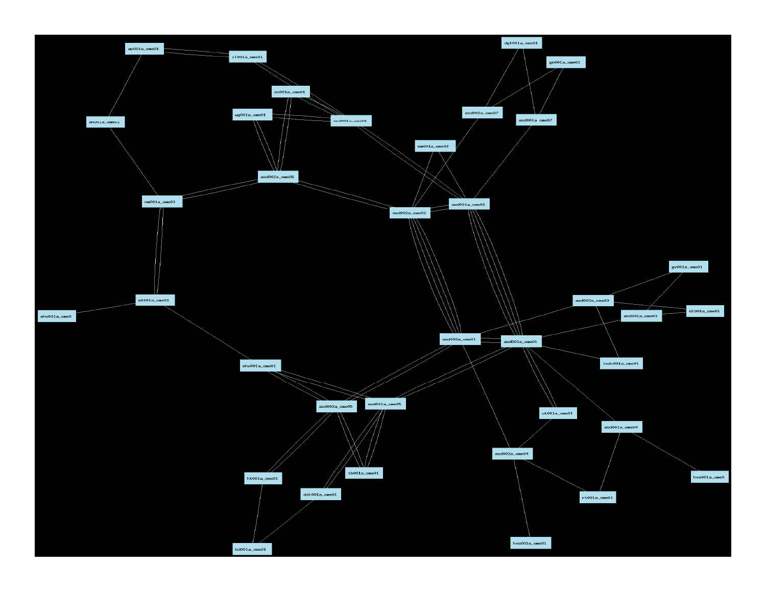ap001a_ome01

zl001a_ome01

es001a_ome01

wg001a_ome01

asd001a_ome06

amv01a_ome01

asd002a_ome06

nm001a_ome01

dg1001a_ome01

gn001a_ome01

asd002a_ome07

asd001a_ome07

nm001a_ome02

asd001a_ome02

asd002a_ome02

gv001a_ome01

asd002a_ome03

dt001a_ome01

asd001a_ome03

mt001a_ome01

ehv001a_ome0

asd002a_ome01

asd001a_ome01

ledn001a_ome01

ehv001a_ome01

asd002a_ome05

asd001a_ome05

ut001a_ome01

asd001a_ome04

asd002a_ome04

hvs001a_ome0

ht001a_ome01

tb001a_ome01

ddt001a_ome01

rt001a_ome01

hvs001a_ome01

bd001a_ome01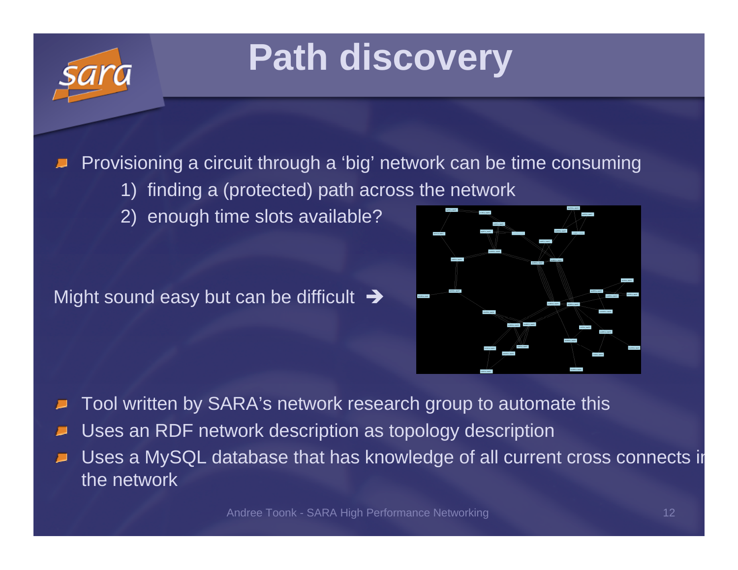# Path discovery

- Provisioning a circuit through a 'big' network can be time consuming
  1) finding a (protected) path across the network
  2) enough time slots available?

Might sound easy but can be difficult ➔

- Tool written by SARA's network research group to automate this
- Uses an RDF network description as topology description
- Uses a MySQL database that has knowledge of all current cross connects in the network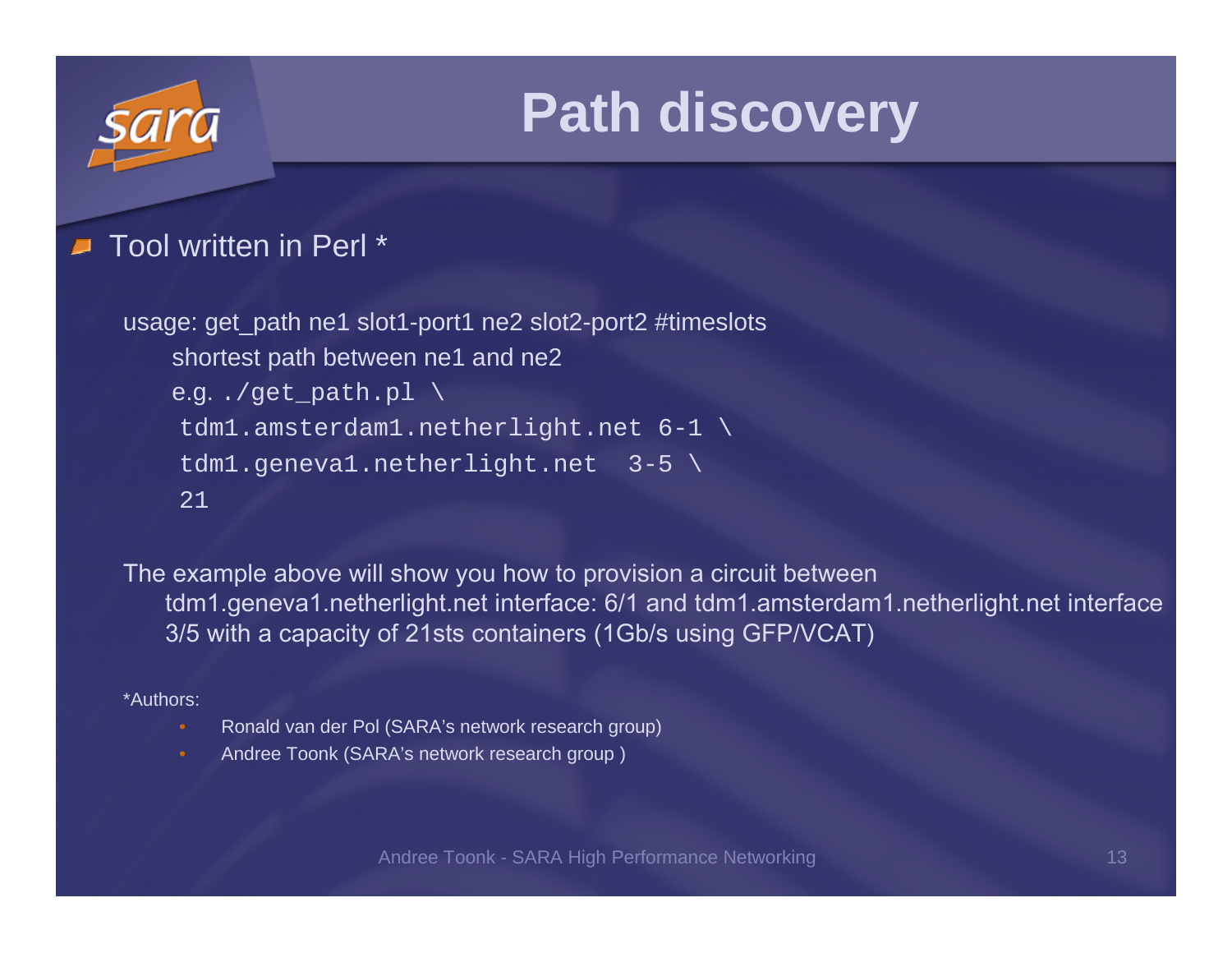# Path discovery

- Tool written in Perl *

usage: get_path ne1 slot1-port1 ne2 slot2-port2 #timeslots

shortest path between ne1 and ne2

```
e.g. ./get_path.pl \
 tdm1.amsterdam1.netherlight.net 6-1 \
 tdm1.geneva1.netherlight.net  3-5 \
 21
```

The example above will show you how to provision a circuit between tdm1.geneva1.netherlight.net interface: 6/1 and tdm1.amsterdam1.netherlight.net interface 3/5 with a capacity of 21sts containers (1Gb/s using GFP/VCAT)

*Authors:

- Ronald van der Pol (SARA's network research group)
- Andree Toonk (SARA's network research group )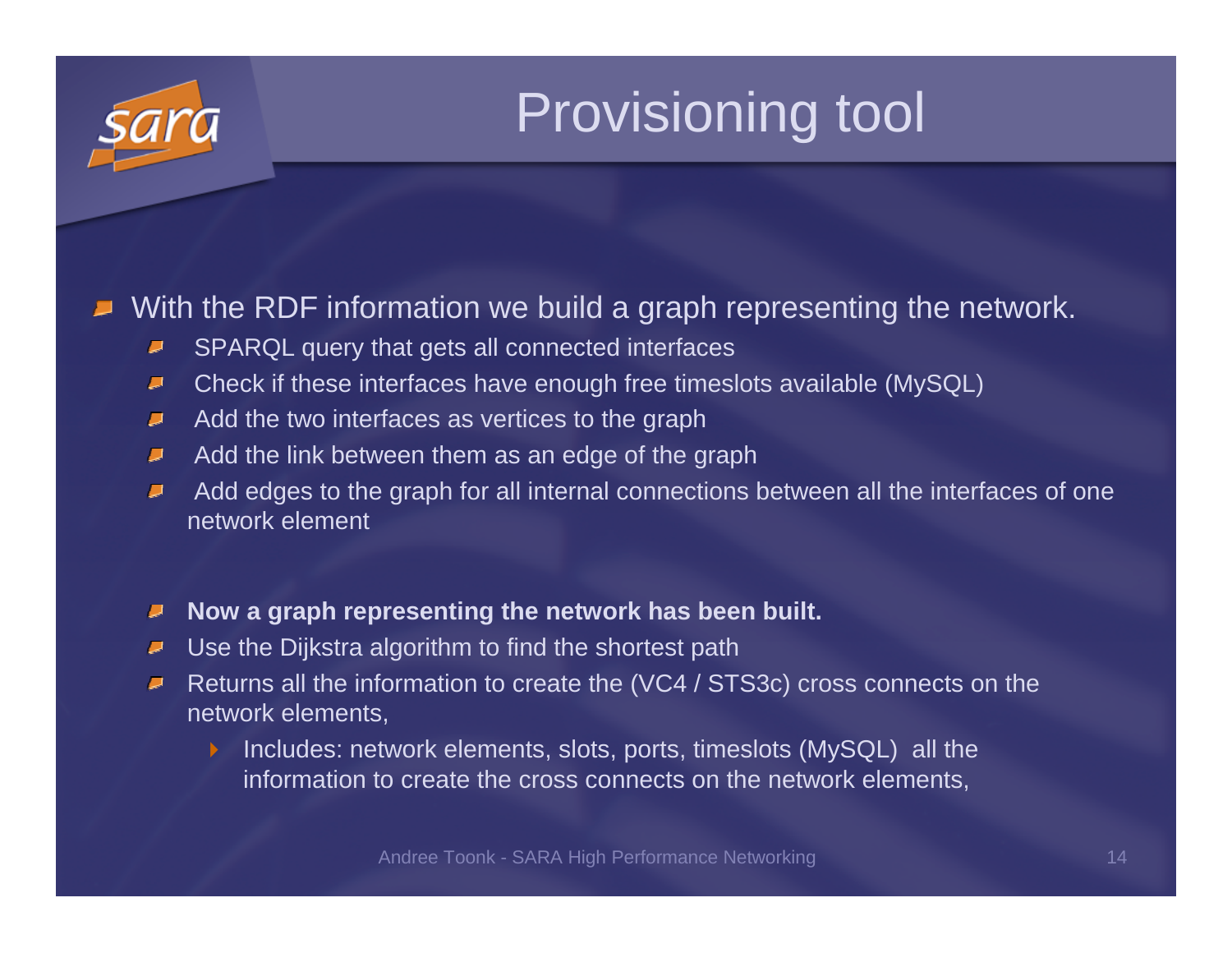# Provisioning tool

- With the RDF information we build a graph representing the network.
  - SPARQL query that gets all connected interfaces
  - Check if these interfaces have enough free timeslots available (MySQL)
  - Add the two interfaces as vertices to the graph
  - Add the link between them as an edge of the graph
  - Add edges to the graph for all internal connections between all the interfaces of one network element

  - **Now a graph representing the network has been built.**
  - Use the Dijkstra algorithm to find the shortest path
  - Returns all the information to create the (VC4 / STS3c) cross connects on the network elements,
    - Includes: network elements, slots, ports, timeslots (MySQL) all the information to create the cross connects on the network elements,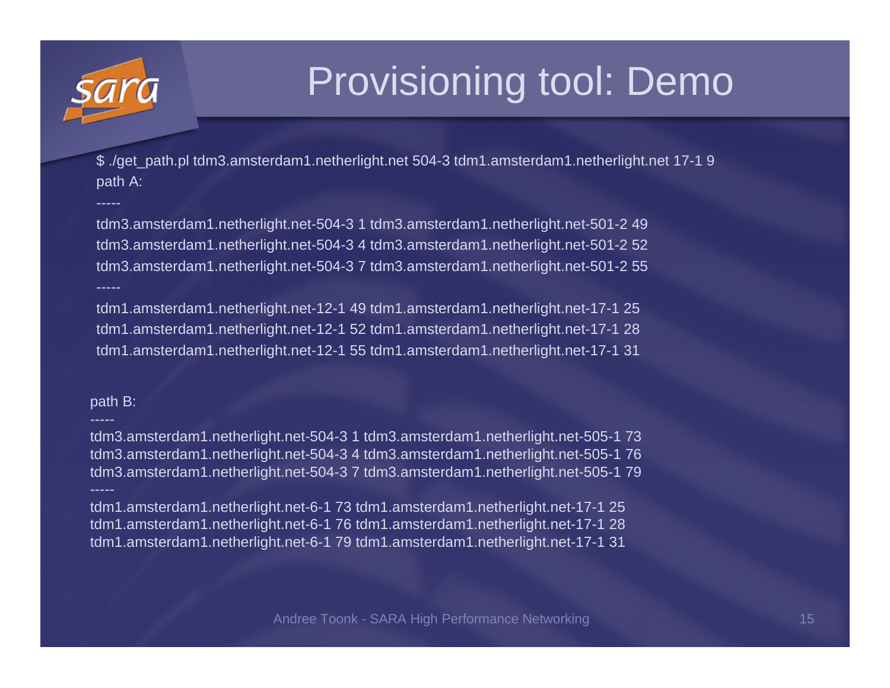# Provisioning tool: Demo

```
$ ./get_path.pl tdm3.amsterdam1.netherlight.net 504-3 tdm1.amsterdam1.netherlight.net 17-1 9
path A:
-----
tdm3.amsterdam1.netherlight.net-504-3 1 tdm3.amsterdam1.netherlight.net-501-2 49
tdm3.amsterdam1.netherlight.net-504-3 4 tdm3.amsterdam1.netherlight.net-501-2 52
tdm3.amsterdam1.netherlight.net-504-3 7 tdm3.amsterdam1.netherlight.net-501-2 55
-----
tdm1.amsterdam1.netherlight.net-12-1 49 tdm1.amsterdam1.netherlight.net-17-1 25
tdm1.amsterdam1.netherlight.net-12-1 52 tdm1.amsterdam1.netherlight.net-17-1 28
tdm1.amsterdam1.netherlight.net-12-1 55 tdm1.amsterdam1.netherlight.net-17-1 31

path B:
-----
tdm3.amsterdam1.netherlight.net-504-3 1 tdm3.amsterdam1.netherlight.net-505-1 73
tdm3.amsterdam1.netherlight.net-504-3 4 tdm3.amsterdam1.netherlight.net-505-1 76
tdm3.amsterdam1.netherlight.net-504-3 7 tdm3.amsterdam1.netherlight.net-505-1 79
-----
tdm1.amsterdam1.netherlight.net-6-1 73 tdm1.amsterdam1.netherlight.net-17-1 25
tdm1.amsterdam1.netherlight.net-6-1 76 tdm1.amsterdam1.netherlight.net-17-1 28
tdm1.amsterdam1.netherlight.net-6-1 79 tdm1.amsterdam1.netherlight.net-17-1 31
```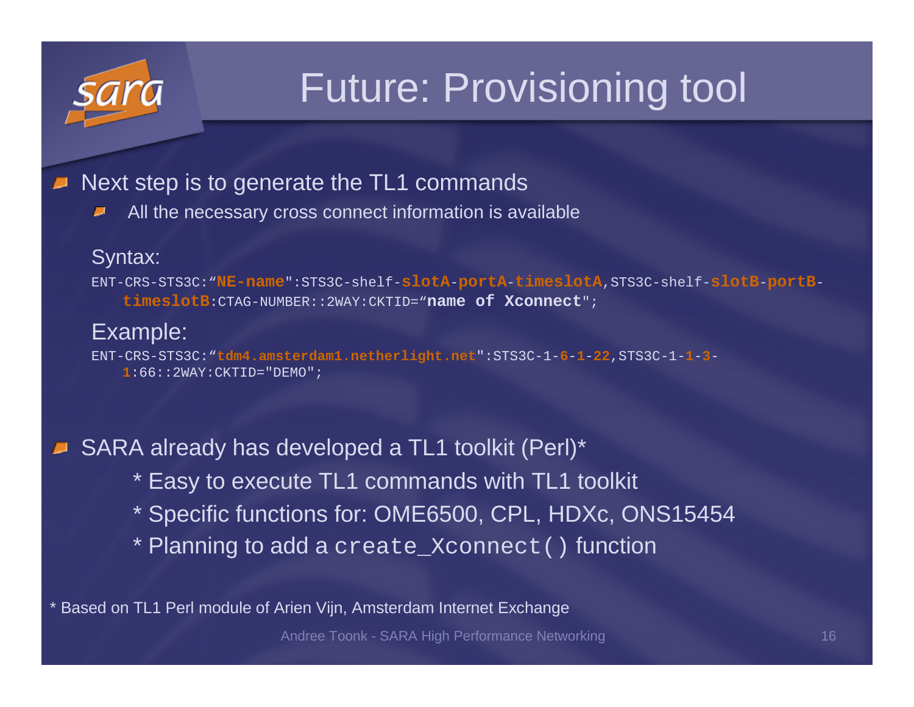# Future: Provisioning tool

- Next step is to generate the TL1 commands
  - All the necessary cross connect information is available

Syntax:

```
ENT-CRS-STS3C:“NE-name":STS3C-shelf-slotA-portA-timeslotA,STS3C-shelf-slotB-portB-
    timeslotB:CTAG-NUMBER::2WAY:CKTID=“name of Xconnect";
```

Example:

```
ENT-CRS-STS3C:“tdm4.amsterdam1.netherlight.net":STS3C-1-6-1-22,STS3C-1-1-3-
    1:66::2WAY:CKTID="DEMO";
```

- SARA already has developed a TL1 toolkit (Perl)*
  - * Easy to execute TL1 commands with TL1 toolkit
  - * Specific functions for: OME6500, CPL, HDXc, ONS15454
  - * Planning to add a `create_Xconnect()` function

* Based on TL1 Perl module of Arien Vijn, Amsterdam Internet Exchange

Andree Toonk - SARA High Performance Networking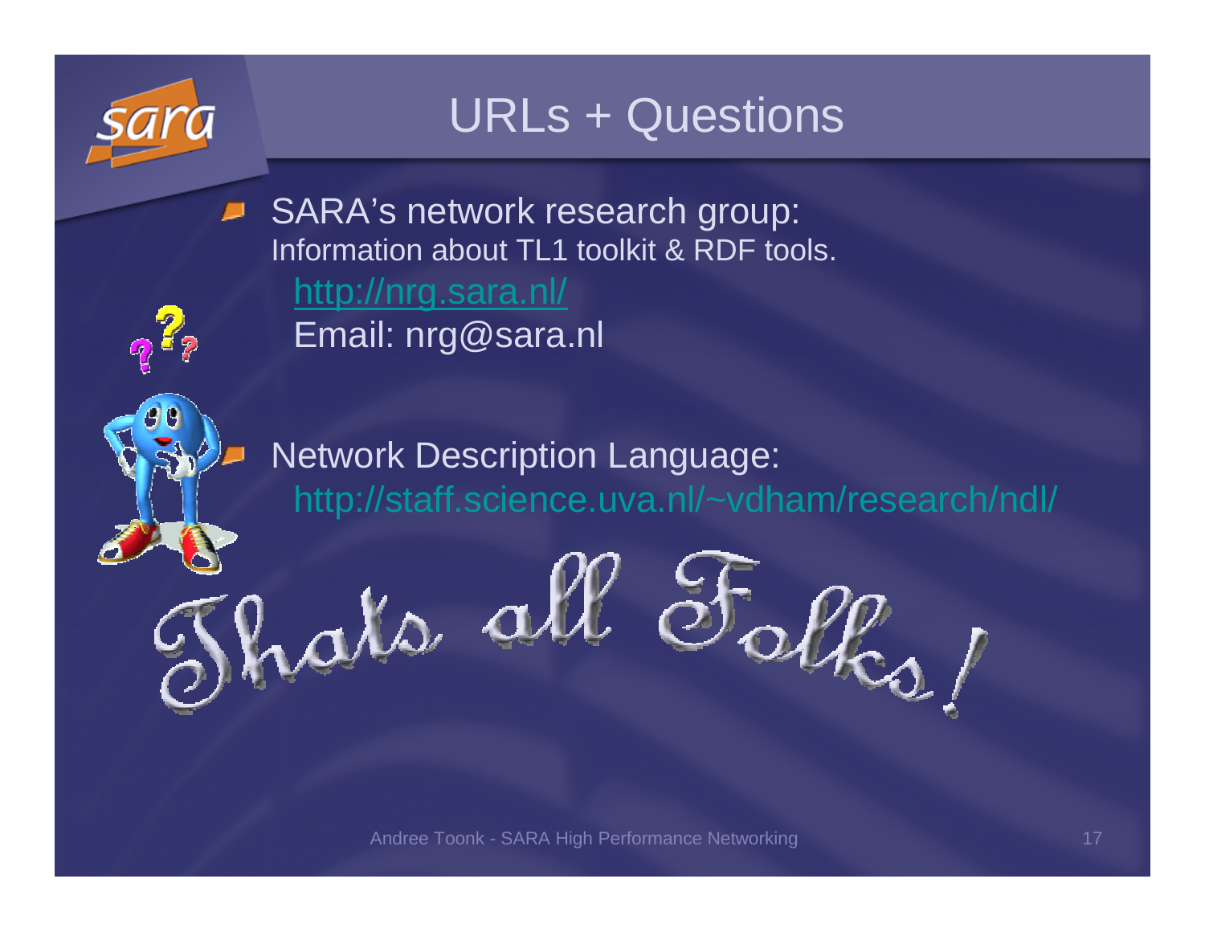# URLs + Questions

- SARA's network research group:
  Information about TL1 toolkit & RDF tools.
  http://nrg.sara.nl/
  Email: nrg@sara.nl

- Network Description Language:
  http://staff.science.uva.nl/~vdham/research/ndl/

Thats all Folks!